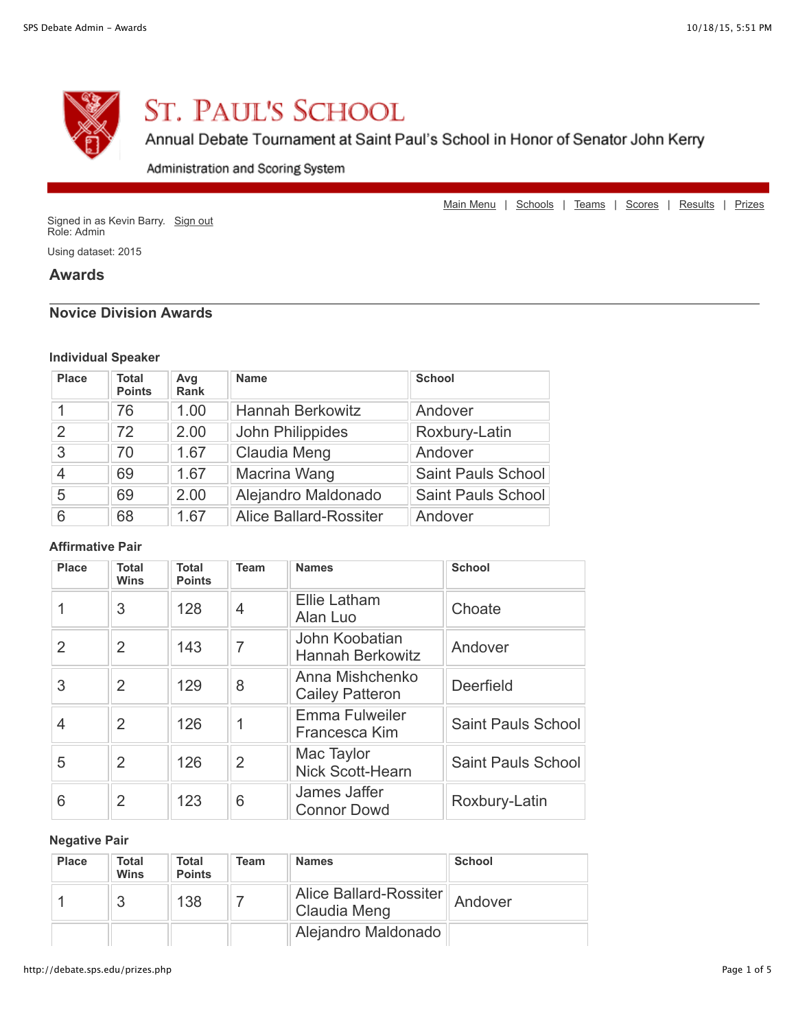# ST. PAUL'S SCHOOL

Annual Debate Tournament at Saint Paul's School in Honor of Senator John Kerry

Administration and Scoring System

Main Menu | Schools | Teams | Scores | Results | Prizes

Signed in as Kevin Barry. Sign out
Role: Admin

Using dataset: 2015

## Awards

### Novice Division Awards

#### Individual Speaker

| Place | Total Points | Avg Rank | Name | School |
|---|---|---|---|---|
| 1 | 76 | 1.00 | Hannah Berkowitz | Andover |
| 2 | 72 | 2.00 | John Philippides | Roxbury-Latin |
| 3 | 70 | 1.67 | Claudia Meng | Andover |
| 4 | 69 | 1.67 | Macrina Wang | Saint Pauls School |
| 5 | 69 | 2.00 | Alejandro Maldonado | Saint Pauls School |
| 6 | 68 | 1.67 | Alice Ballard-Rossiter | Andover |

#### Affirmative Pair

| Place | Total Wins | Total Points | Team | Names | School |
|---|---|---|---|---|---|
| 1 | 3 | 128 | 4 | Ellie Latham<br>Alan Luo | Choate |
| 2 | 2 | 143 | 7 | John Koobatian<br>Hannah Berkowitz | Andover |
| 3 | 2 | 129 | 8 | Anna Mishchenko<br>Cailey Patteron | Deerfield |
| 4 | 2 | 126 | 1 | Emma Fulweiler<br>Francesca Kim | Saint Pauls School |
| 5 | 2 | 126 | 2 | Mac Taylor<br>Nick Scott-Hearn | Saint Pauls School |
| 6 | 2 | 123 | 6 | James Jaffer<br>Connor Dowd | Roxbury-Latin |

#### Negative Pair

| Place | Total Wins | Total Points | Team | Names | School |
|---|---|---|---|---|---|
| 1 | 3 | 138 | 7 | Alice Ballard-Rossiter<br>Claudia Meng | Andover |
| | | | | Alejandro Maldonado | |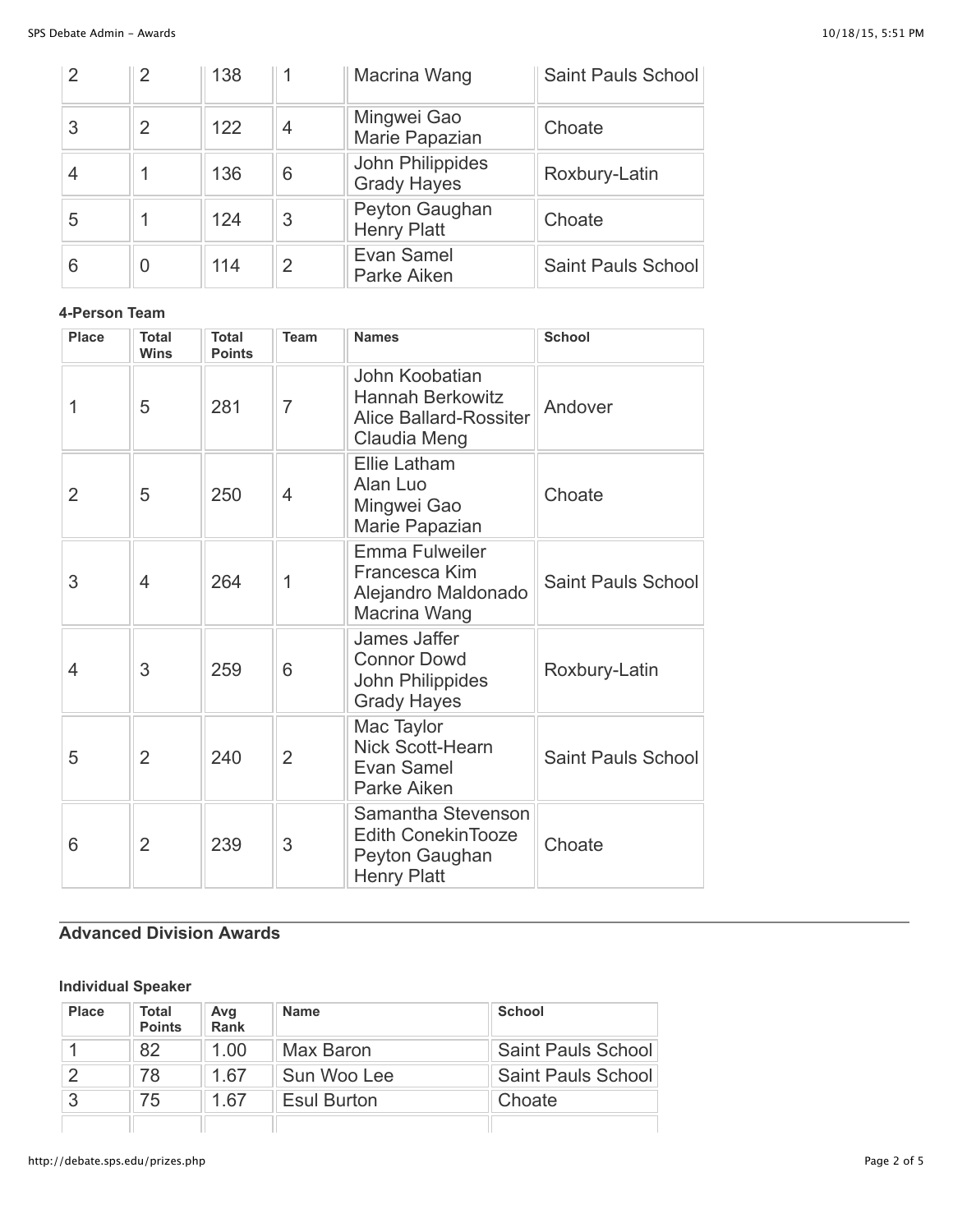| | | | | | |
|---|---|---|---|---|---|
| 2 | 2 | 138 | 1 | Macrina Wang | Saint Pauls School |
| 3 | 2 | 122 | 4 | Mingwei Gao<br>Marie Papazian | Choate |
| 4 | 1 | 136 | 6 | John Philippides<br>Grady Hayes | Roxbury-Latin |
| 5 | 1 | 124 | 3 | Peyton Gaughan<br>Henry Platt | Choate |
| 6 | 0 | 114 | 2 | Evan Samel<br>Parke Aiken | Saint Pauls School |

**4-Person Team**

| Place | Total Wins | Total Points | Team | Names | School |
|---|---|---|---|---|---|
| 1 | 5 | 281 | 7 | John Koobatian<br>Hannah Berkowitz<br>Alice Ballard-Rossiter<br>Claudia Meng | Andover |
| 2 | 5 | 250 | 4 | Ellie Latham<br>Alan Luo<br>Mingwei Gao<br>Marie Papazian | Choate |
| 3 | 4 | 264 | 1 | Emma Fulweiler<br>Francesca Kim<br>Alejandro Maldonado<br>Macrina Wang | Saint Pauls School |
| 4 | 3 | 259 | 6 | James Jaffer<br>Connor Dowd<br>John Philippides<br>Grady Hayes | Roxbury-Latin |
| 5 | 2 | 240 | 2 | Mac Taylor<br>Nick Scott-Hearn<br>Evan Samel<br>Parke Aiken | Saint Pauls School |
| 6 | 2 | 239 | 3 | Samantha Stevenson<br>Edith ConekinTooze<br>Peyton Gaughan<br>Henry Platt | Choate |

## Advanced Division Awards

**Individual Speaker**

| Place | Total Points | Avg Rank | Name | School |
|---|---|---|---|---|
| 1 | 82 | 1.00 | Max Baron | Saint Pauls School |
| 2 | 78 | 1.67 | Sun Woo Lee | Saint Pauls School |
| 3 | 75 | 1.67 | Esul Burton | Choate |
| | | | | |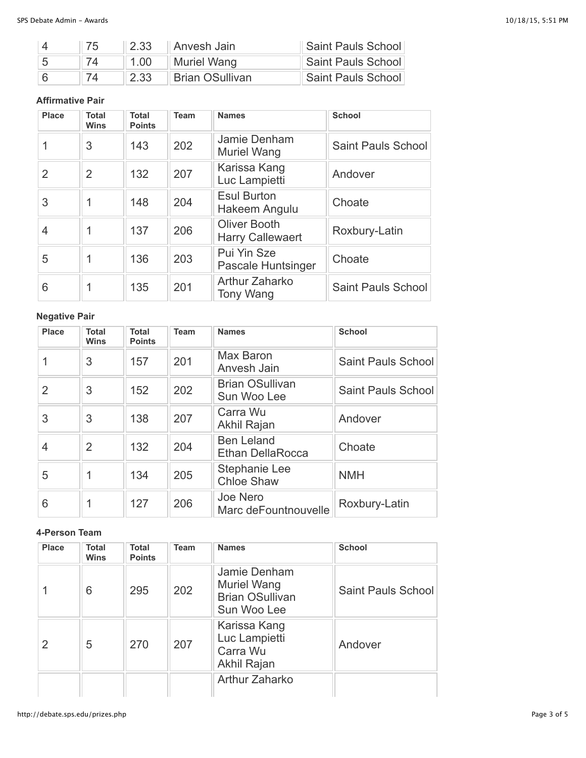| | | | | |
|---|---|---|---|---|
| 4 | 75 | 2.33 | Anvesh Jain | Saint Pauls School |
| 5 | 74 | 1.00 | Muriel Wang | Saint Pauls School |
| 6 | 74 | 2.33 | Brian OSullivan | Saint Pauls School |

**Affirmative Pair**

| Place | Total Wins | Total Points | Team | Names | School |
|---|---|---|---|---|---|
| 1 | 3 | 143 | 202 | Jamie Denham<br>Muriel Wang | Saint Pauls School |
| 2 | 2 | 132 | 207 | Karissa Kang<br>Luc Lampietti | Andover |
| 3 | 1 | 148 | 204 | Esul Burton<br>Hakeem Angulu | Choate |
| 4 | 1 | 137 | 206 | Oliver Booth<br>Harry Callewaert | Roxbury-Latin |
| 5 | 1 | 136 | 203 | Pui Yin Sze<br>Pascale Huntsinger | Choate |
| 6 | 1 | 135 | 201 | Arthur Zaharko<br>Tony Wang | Saint Pauls School |

**Negative Pair**

| Place | Total Wins | Total Points | Team | Names | School |
|---|---|---|---|---|---|
| 1 | 3 | 157 | 201 | Max Baron<br>Anvesh Jain | Saint Pauls School |
| 2 | 3 | 152 | 202 | Brian OSullivan<br>Sun Woo Lee | Saint Pauls School |
| 3 | 3 | 138 | 207 | Carra Wu<br>Akhil Rajan | Andover |
| 4 | 2 | 132 | 204 | Ben Leland<br>Ethan DellaRocca | Choate |
| 5 | 1 | 134 | 205 | Stephanie Lee<br>Chloe Shaw | NMH |
| 6 | 1 | 127 | 206 | Joe Nero<br>Marc deFountnouvelle | Roxbury-Latin |

**4-Person Team**

| Place | Total Wins | Total Points | Team | Names | School |
|---|---|---|---|---|---|
| 1 | 6 | 295 | 202 | Jamie Denham<br>Muriel Wang<br>Brian OSullivan<br>Sun Woo Lee | Saint Pauls School |
| 2 | 5 | 270 | 207 | Karissa Kang<br>Luc Lampietti<br>Carra Wu<br>Akhil Rajan | Andover |
| | | | | Arthur Zaharko | |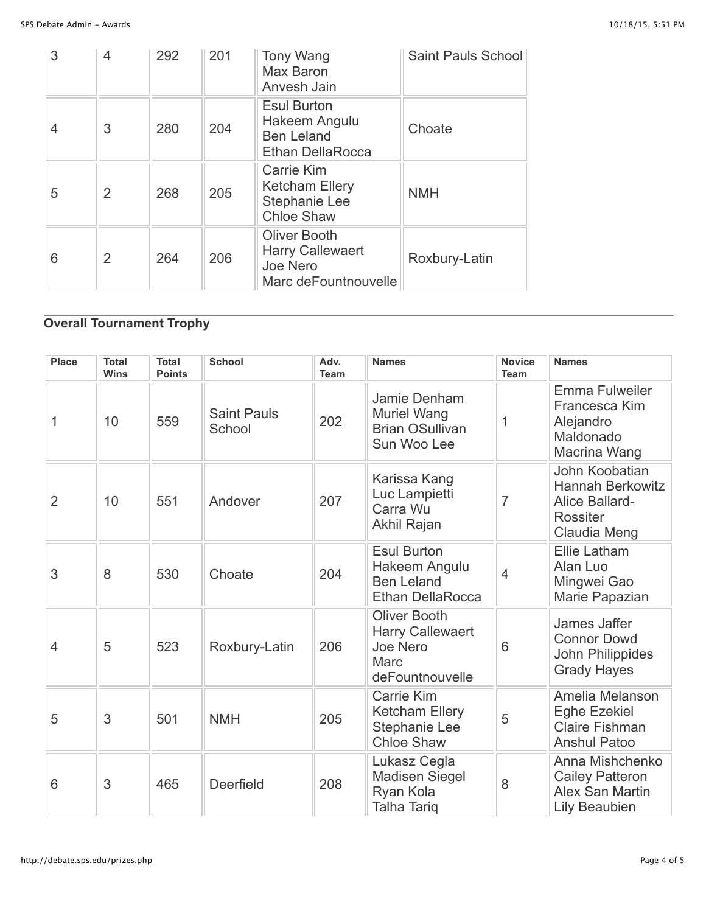| | | | | | |
|---|---|---|---|---|---|
| 3 | 4 | 292 | 201 | Tony Wang<br>Max Baron<br>Anvesh Jain | Saint Pauls School |
| 4 | 3 | 280 | 204 | Esul Burton<br>Hakeem Angulu<br>Ben Leland<br>Ethan DellaRocca | Choate |
| 5 | 2 | 268 | 205 | Carrie Kim<br>Ketcham Ellery<br>Stephanie Lee<br>Chloe Shaw | NMH |
| 6 | 2 | 264 | 206 | Oliver Booth<br>Harry Callewaert<br>Joe Nero<br>Marc deFountnouvelle | Roxbury-Latin |

## Overall Tournament Trophy

| Place | Total Wins | Total Points | School | Adv. Team | Names | Novice Team | Names |
|---|---|---|---|---|---|---|---|
| 1 | 10 | 559 | Saint Pauls School | 202 | Jamie Denham<br>Muriel Wang<br>Brian OSullivan<br>Sun Woo Lee | 1 | Emma Fulweiler<br>Francesca Kim<br>Alejandro Maldonado<br>Macrina Wang |
| 2 | 10 | 551 | Andover | 207 | Karissa Kang<br>Luc Lampietti<br>Carra Wu<br>Akhil Rajan | 7 | John Koobatian<br>Hannah Berkowitz<br>Alice Ballard-Rossiter<br>Claudia Meng |
| 3 | 8 | 530 | Choate | 204 | Esul Burton<br>Hakeem Angulu<br>Ben Leland<br>Ethan DellaRocca | 4 | Ellie Latham<br>Alan Luo<br>Mingwei Gao<br>Marie Papazian |
| 4 | 5 | 523 | Roxbury-Latin | 206 | Oliver Booth<br>Harry Callewaert<br>Joe Nero<br>Marc deFountnouvelle | 6 | James Jaffer<br>Connor Dowd<br>John Philippides<br>Grady Hayes |
| 5 | 3 | 501 | NMH | 205 | Carrie Kim<br>Ketcham Ellery<br>Stephanie Lee<br>Chloe Shaw | 5 | Amelia Melanson<br>Eghe Ezekiel<br>Claire Fishman<br>Anshul Patoo |
| 6 | 3 | 465 | Deerfield | 208 | Lukasz Cegla<br>Madisen Siegel<br>Ryan Kola<br>Talha Tariq | 8 | Anna Mishchenko<br>Cailey Patteron<br>Alex San Martin<br>Lily Beaubien |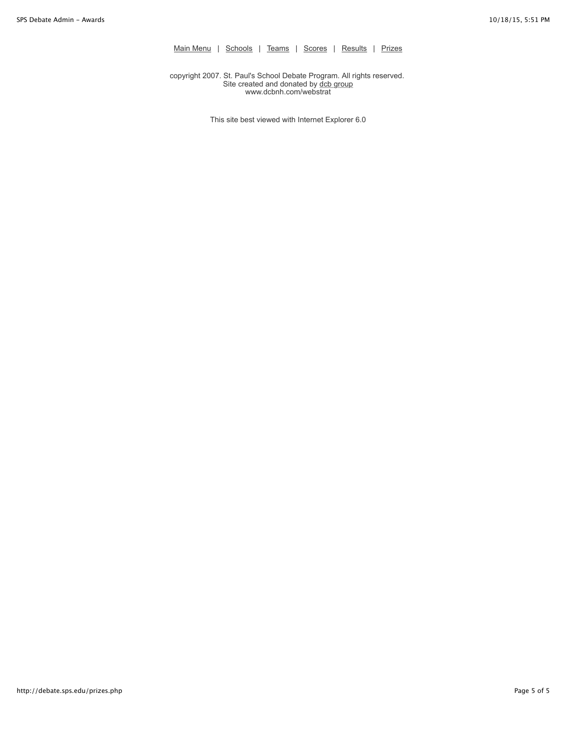Main Menu | Schools | Teams | Scores | Results | Prizes

copyright 2007. St. Paul's School Debate Program. All rights reserved.
Site created and donated by dcb group
www.dcbnh.com/webstrat

This site best viewed with Internet Explorer 6.0